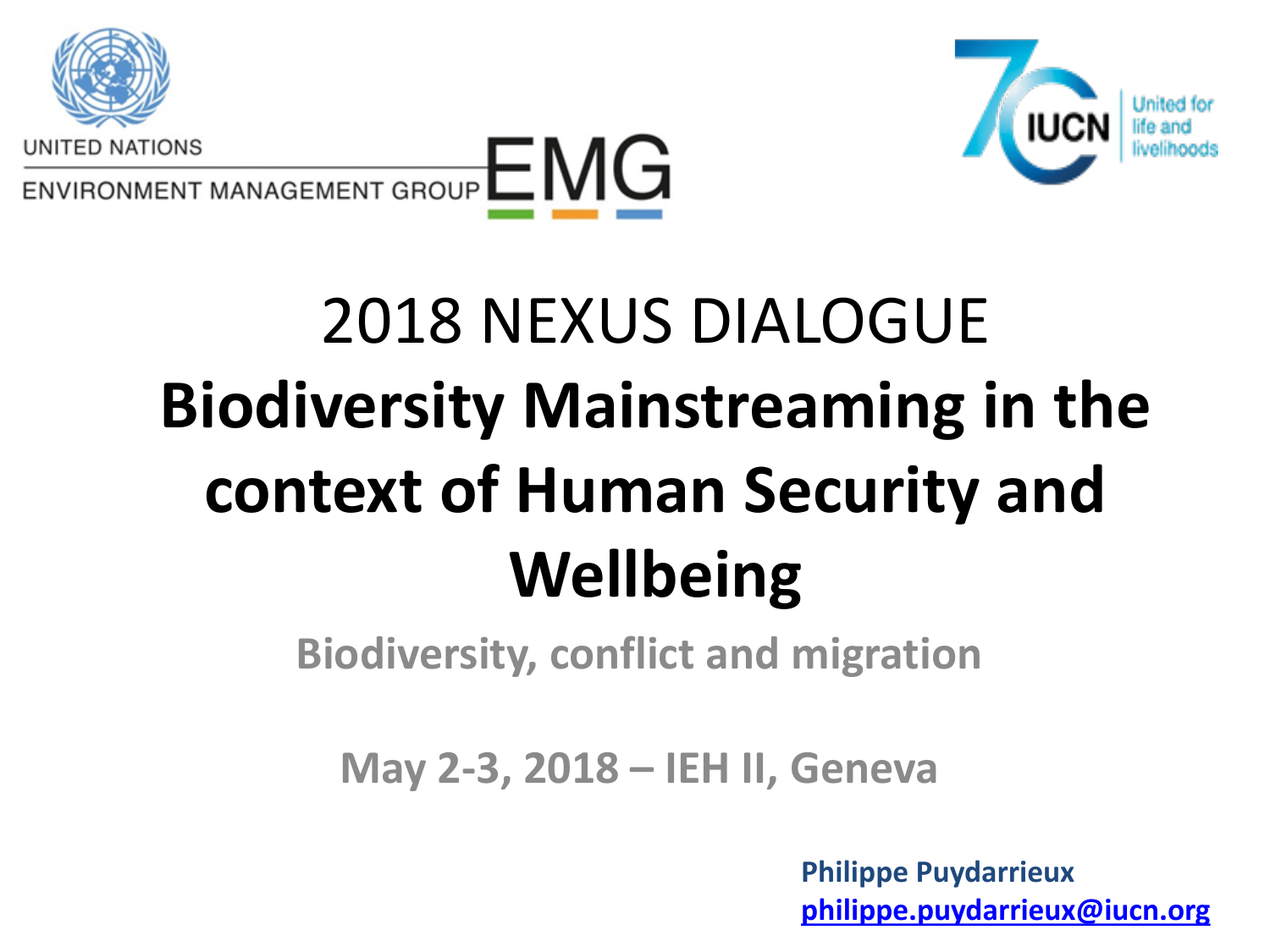UNITED NATIONS

ENVIRONMENT MANAGEMENT GROUP EMG

IUCN United for life and livelihoods

# 2018 NEXUS DIALOGUE

# **Biodiversity Mainstreaming in the context of Human Security and Wellbeing**

## Biodiversity, conflict and migration

**May 2-3, 2018 – IEH II, Geneva**

**Philippe Puydarrieux**
**philippe.puydarrieux@iucn.org**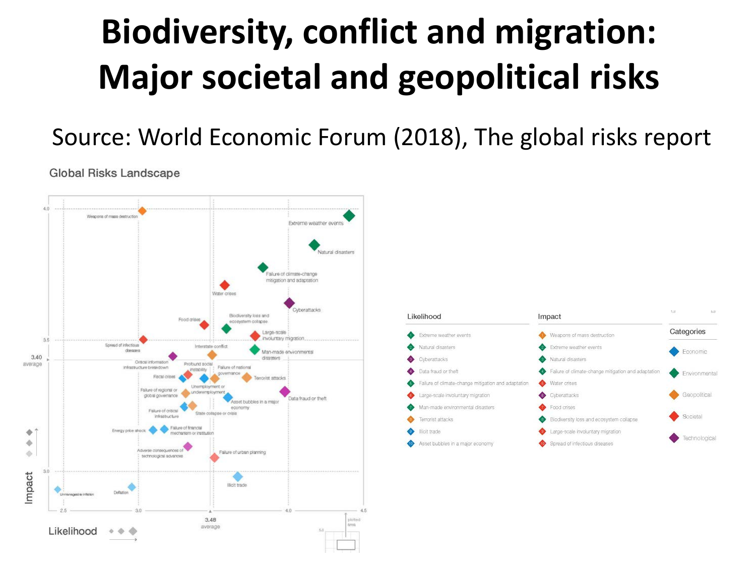# Biodiversity, conflict and migration: Major societal and geopolitical risks

Source: World Economic Forum (2018), The global risks report

Global Risks Landscape

| Likelihood | Impact |
| --- | --- |
| 1 Extreme weather events | 1 Weapons of mass destruction |
| 2 Natural disasters | 2 Extreme weather events |
| 3 Cyberattacks | 3 Natural disasters |
| 4 Data fraud or theft | 4 Failure of climate-change mitigation and adaptation |
| 5 Failure of climate-change mitigation and adaptation | 5 Water crises |
| 6 Large-scale involuntary migration | 6 Cyberattacks |
| 7 Man-made environmental disasters | 7 Food crises |
| 8 Terrorist attacks | 8 Biodiversity loss and ecosystem collapse |
| 9 Illicit trade | 9 Large-scale involuntary migration |
| 10 Asset bubbles in a major economy | 10 Spread of infectious diseases |

Categories

- Economic
- Environmental
- Geopolitical
- Societal
- Technological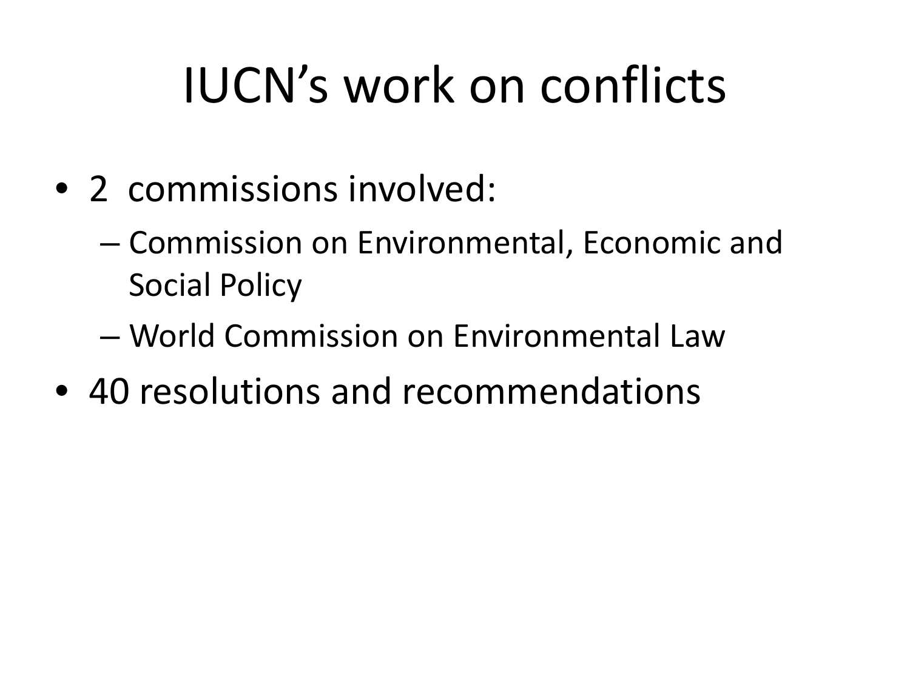# IUCN's work on conflicts

- 2 commissions involved:
  - Commission on Environmental, Economic and Social Policy
  - World Commission on Environmental Law
- 40 resolutions and recommendations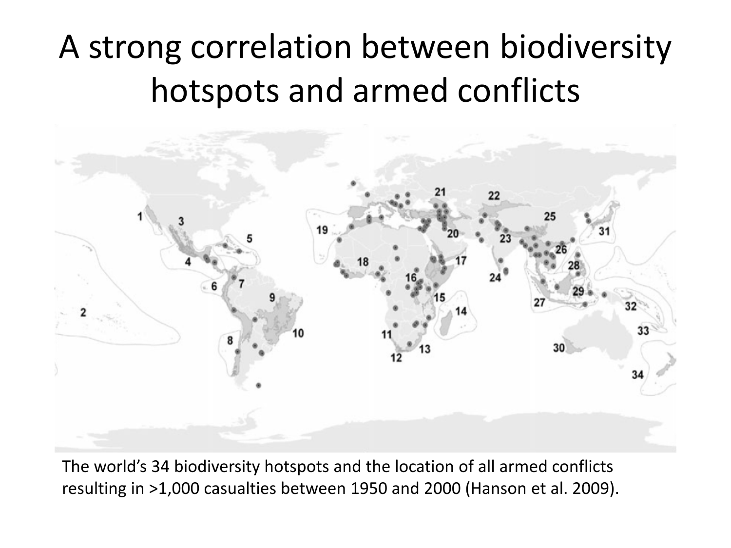# A strong correlation between biodiversity hotspots and armed conflicts

The world's 34 biodiversity hotspots and the location of all armed conflicts resulting in >1,000 casualties between 1950 and 2000 (Hanson et al. 2009).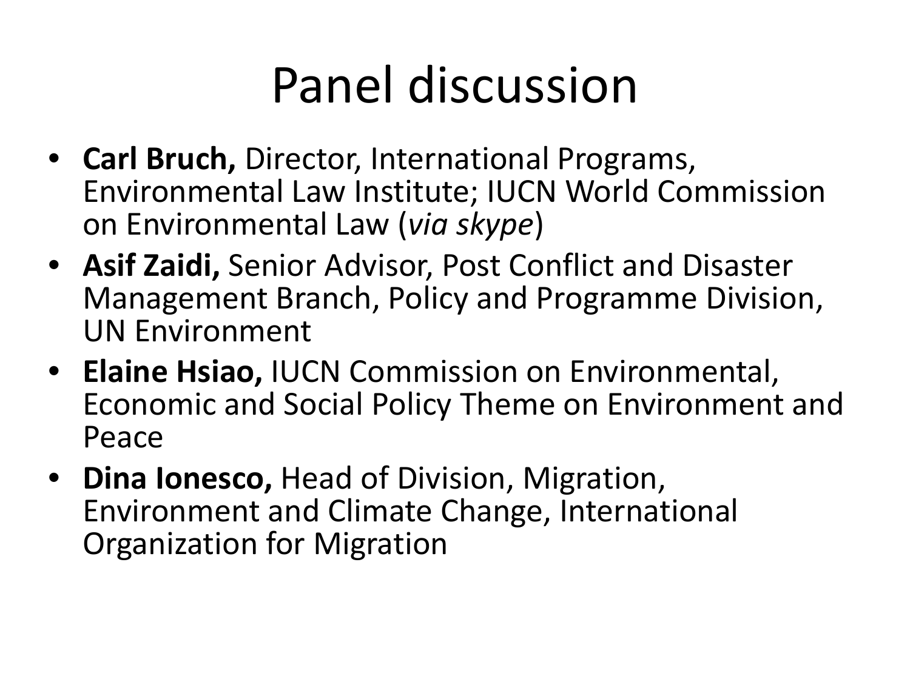# Panel discussion

- **Carl Bruch,** Director, International Programs, Environmental Law Institute; IUCN World Commission on Environmental Law (*via skype*)
- **Asif Zaidi,** Senior Advisor, Post Conflict and Disaster Management Branch, Policy and Programme Division, UN Environment
- **Elaine Hsiao,** IUCN Commission on Environmental, Economic and Social Policy Theme on Environment and Peace
- **Dina Ionesco,** Head of Division, Migration, Environment and Climate Change, International Organization for Migration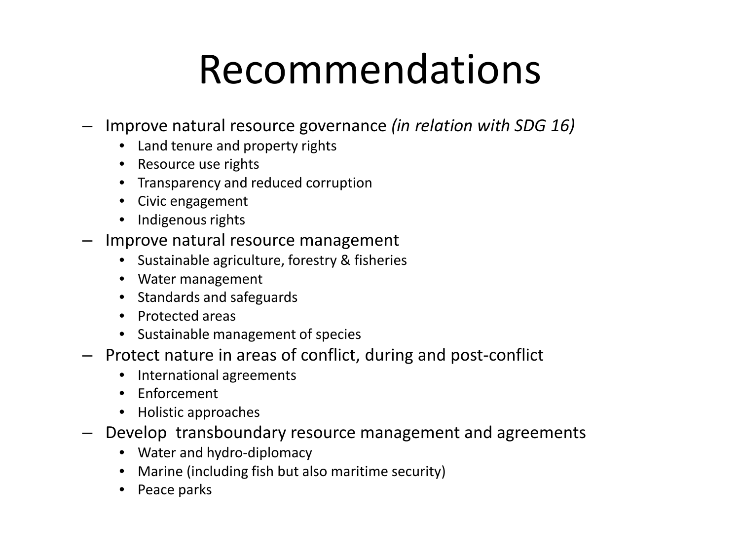# Recommendations

- Improve natural resource governance *(in relation with SDG 16)*
  - Land tenure and property rights
  - Resource use rights
  - Transparency and reduced corruption
  - Civic engagement
  - Indigenous rights
- Improve natural resource management
  - Sustainable agriculture, forestry & fisheries
  - Water management
  - Standards and safeguards
  - Protected areas
  - Sustainable management of species
- Protect nature in areas of conflict, during and post-conflict
  - International agreements
  - Enforcement
  - Holistic approaches
- Develop transboundary resource management and agreements
  - Water and hydro-diplomacy
  - Marine (including fish but also maritime security)
  - Peace parks